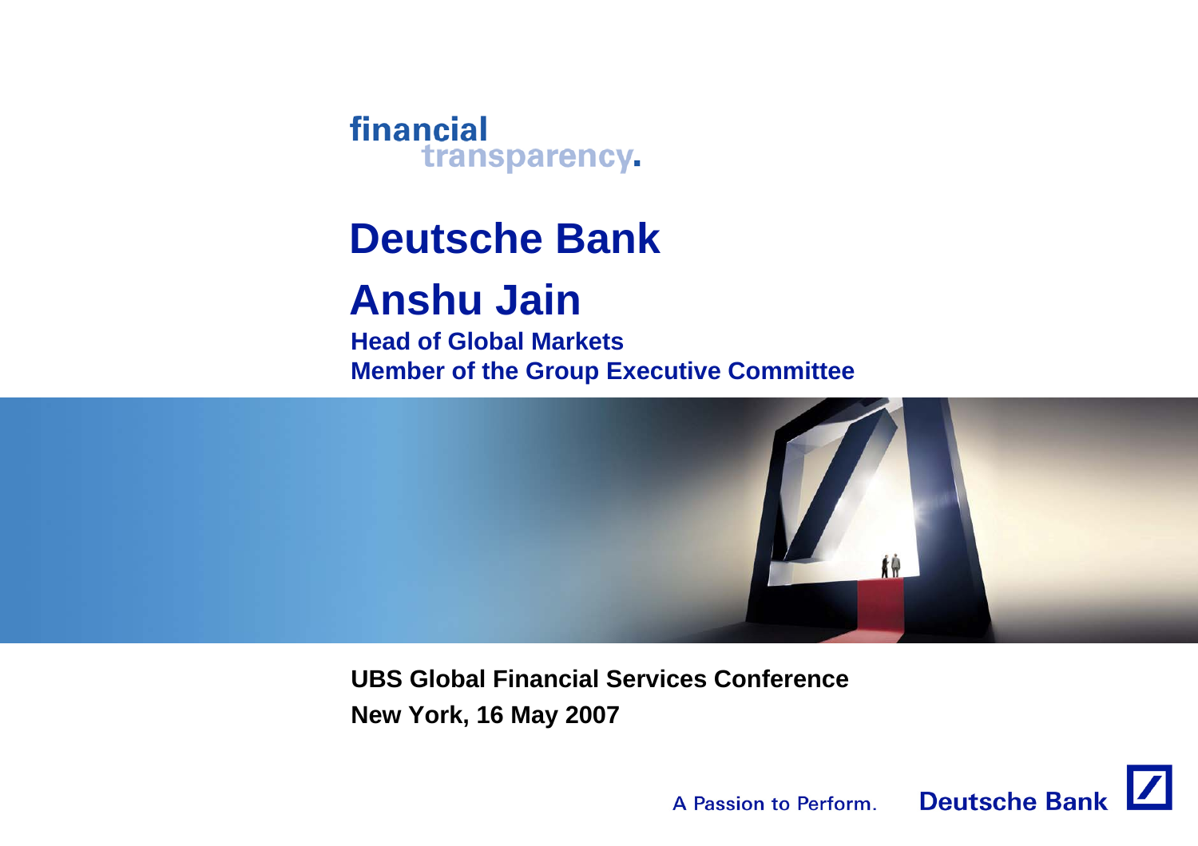financial
transparency.

# Deutsche Bank

# Anshu Jain

**Head of Global Markets**
**Member of the Group Executive Committee**

**UBS Global Financial Services Conference**
**New York, 16 May 2007**

A Passion to Perform. Deutsche Bank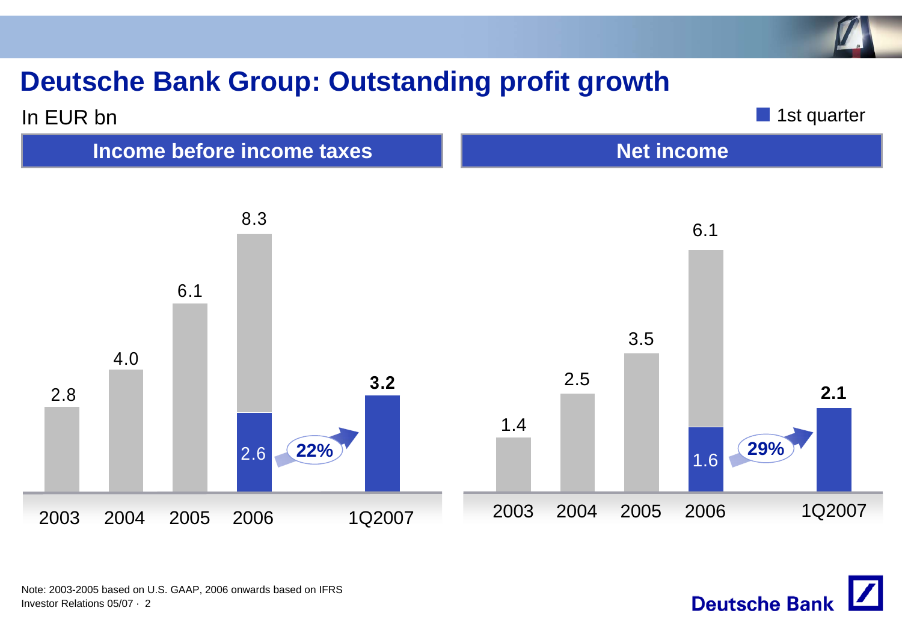# Deutsche Bank Group: Outstanding profit growth

In EUR bn

■ 1st quarter

## Income before income taxes

| | 2003 | 2004 | 2005 | 2006 | 1Q2007 |
|---|---|---|---|---|---|
| Full year | 2.8 | 4.0 | 6.1 | 8.3 | |
| 1st quarter | | | | 2.6 | **3.2** |

**22%**

## Net income

| | 2003 | 2004 | 2005 | 2006 | 1Q2007 |
|---|---|---|---|---|---|
| Full year | 1.4 | 2.5 | 3.5 | 6.1 | |
| 1st quarter | | | | 1.6 | **2.1** |

**29%**

Note: 2003-2005 based on U.S. GAAP, 2006 onwards based on IFRS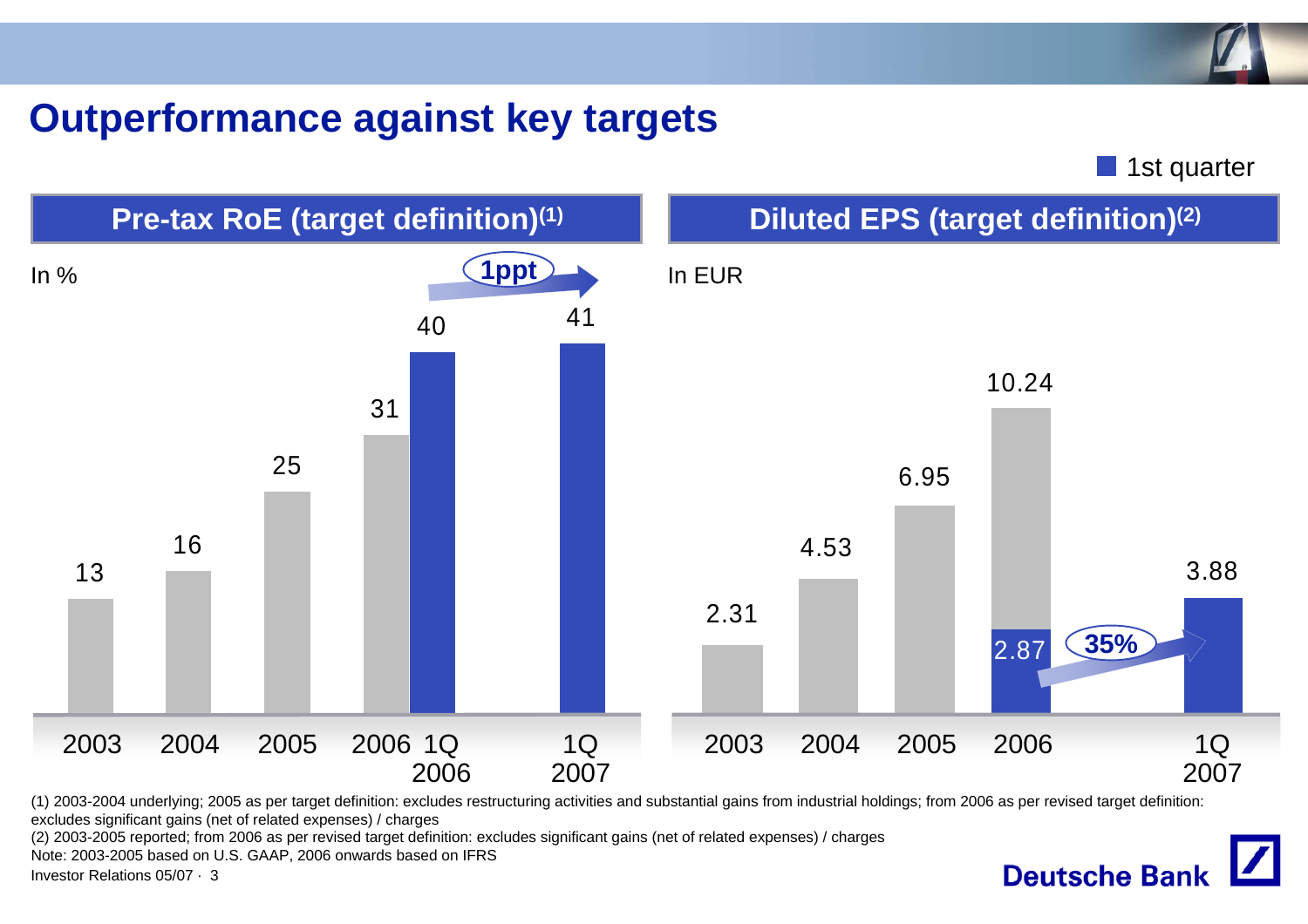# Outperformance against key targets

■ 1st quarter

## Pre-tax RoE (target definition)[(1)]

In %

| 2003 | 2004 | 2005 | 2006 | 1Q 2006 | 1Q 2007 |
|---|---|---|---|---|---|
| 13 | 16 | 25 | 31 | 40 | 41 |

1ppt (1Q 2006 → 1Q 2007)

## Diluted EPS (target definition)[(2)]

In EUR

| 2003 | 2004 | 2005 | 2006 | 1Q 2006 | 1Q 2007 |
|---|---|---|---|---|---|
| 2.31 | 4.53 | 6.95 | 10.24 | 2.87 | 3.88 |

35% (1Q 2006 → 1Q 2007)

(1) 2003-2004 underlying; 2005 as per target definition: excludes restructuring activities and substantial gains from industrial holdings; from 2006 as per revised target definition: excludes significant gains (net of related expenses) / charges

(2) 2003-2005 reported; from 2006 as per revised target definition: excludes significant gains (net of related expenses) / charges

Note: 2003-2005 based on U.S. GAAP, 2006 onwards based on IFRS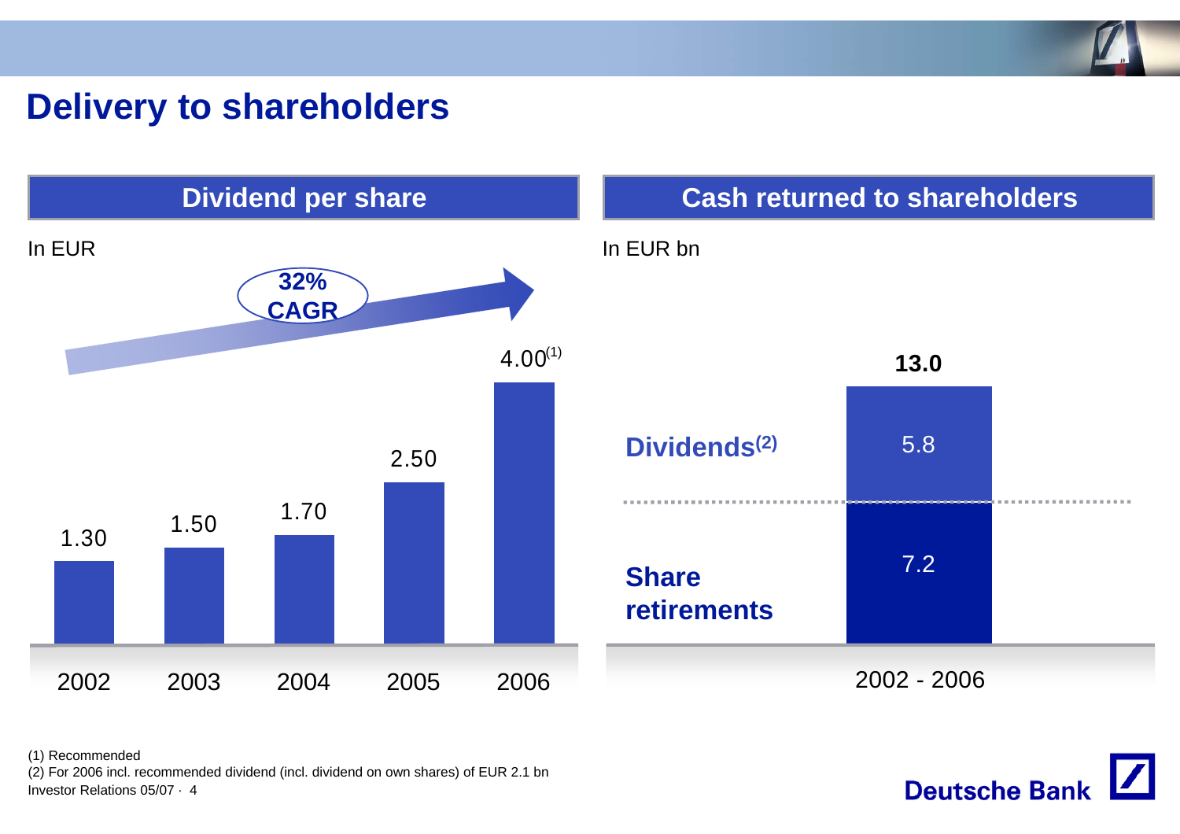# Delivery to shareholders

## Dividend per share

In EUR

32% CAGR

| Year | Dividend per share |
|---|---|
| 2002 | 1.30 |
| 2003 | 1.50 |
| 2004 | 1.70 |
| 2005 | 2.50 |
| 2006 | 4.00[1] |

## Cash returned to shareholders

In EUR bn

| 2002 - 2006 | |
|---|---|
| Dividends[2] | 5.8 |
| Share retirements | 7.2 |
| **Total** | **13.0** |

(1) Recommended

(2) For 2006 incl. recommended dividend (incl. dividend on own shares) of EUR 2.1 bn

Investor Relations 05/07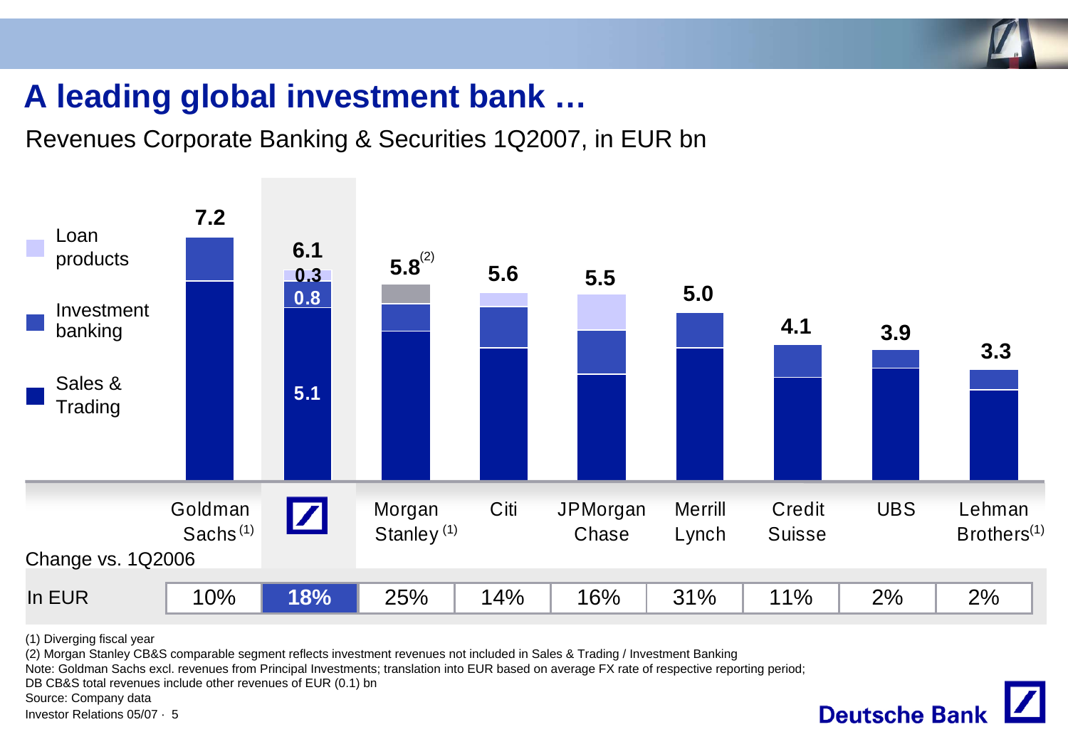# A leading global investment bank …

Revenues Corporate Banking & Securities 1Q2007, in EUR bn

| | Goldman Sachs (1) | Deutsche Bank | Morgan Stanley (1) | Citi | JPMorgan Chase | Merrill Lynch | Credit Suisse | UBS | Lehman Brothers(1) |
|---|---|---|---|---|---|---|---|---|---|
| Total | 7.2 | 6.1 | 5.8(2) | 5.6 | 5.5 | 5.0 | 4.1 | 3.9 | 3.3 |
| Loan products | | 0.3 | | | | | | | |
| Investment banking | | 0.8 | | | | | | | |
| Sales & Trading | | 5.1 | | | | | | | |
| Change vs. 1Q2006 In EUR | 10% | 18% | 25% | 14% | 16% | 31% | 11% | 2% | 2% |

(1) Diverging fiscal year

(2) Morgan Stanley CB&S comparable segment reflects investment revenues not included in Sales & Trading / Investment Banking

Note: Goldman Sachs excl. revenues from Principal Investments; translation into EUR based on average FX rate of respective reporting period; DB CB&S total revenues include other revenues of EUR (0.1) bn

Source: Company data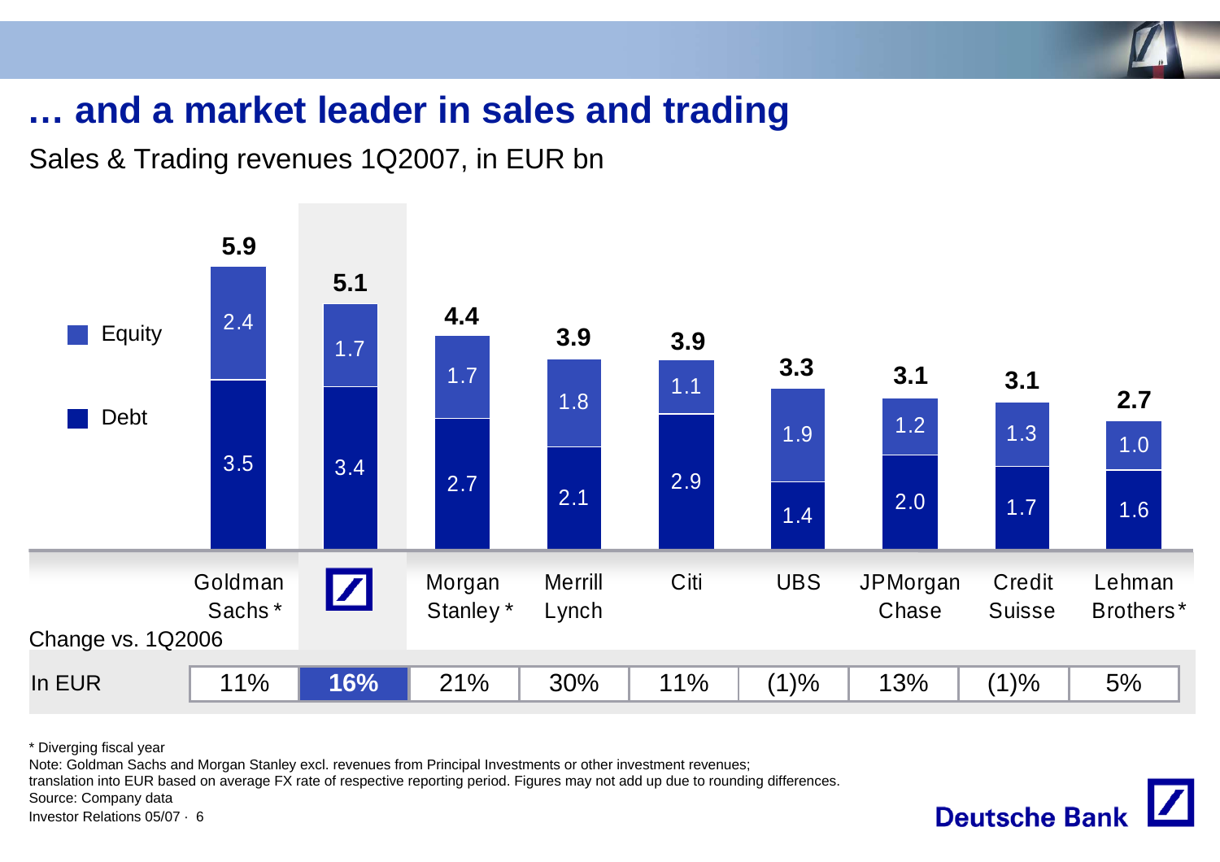# … and a market leader in sales and trading

Sales & Trading revenues 1Q2007, in EUR bn

| | Goldman Sachs* | Deutsche Bank | Morgan Stanley* | Merrill Lynch | Citi | UBS | JPMorgan Chase | Credit Suisse | Lehman Brothers* |
|---|---|---|---|---|---|---|---|---|---|
| Equity | 2.4 | 1.7 | 1.7 | 1.8 | 1.1 | 1.9 | 1.2 | 1.3 | 1.0 |
| Debt | 3.5 | 3.4 | 2.7 | 2.1 | 2.9 | 1.4 | 2.0 | 1.7 | 1.6 |
| Total | 5.9 | 5.1 | 4.4 | 3.9 | 3.9 | 3.3 | 3.1 | 3.1 | 2.7 |
| Change vs. 1Q2006 In EUR | 11% | **16%** | 21% | 30% | 11% | (1)% | 13% | (1)% | 5% |

\* Diverging fiscal year

Note: Goldman Sachs and Morgan Stanley excl. revenues from Principal Investments or other investment revenues; translation into EUR based on average FX rate of respective reporting period. Figures may not add up due to rounding differences.

Source: Company data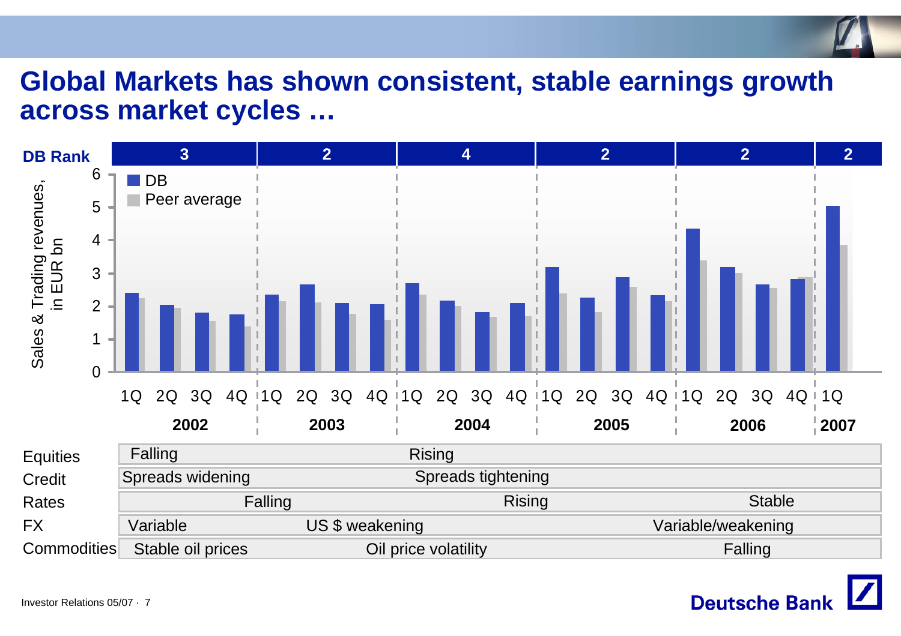# Global Markets has shown consistent, stable earnings growth across market cycles …

| | 2002 | 2003 | 2004 | 2005 | 2006 | 2007 |
|---|---|---|---|---|---|---|
| DB Rank | 3 | 2 | 4 | 2 | 2 | 2 |

Sales & Trading revenues, in EUR bn

- DB
- Peer average

| Equities | Falling | Rising | |
|---|---|---|---|
| Credit | Spreads widening | Spreads tightening | |
| Rates | Falling | Rising | Stable |
| FX | Variable | US $ weakening | Variable/weakening |
| Commodities | Stable oil prices | Oil price volatility | Falling |

Investor Relations 05/07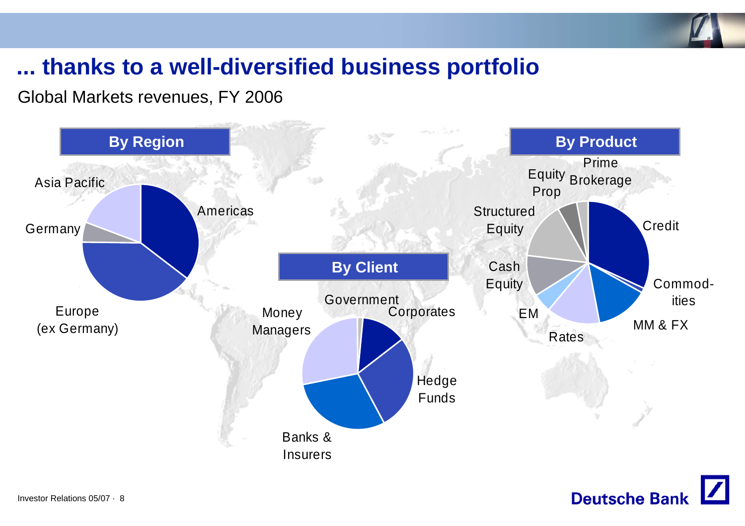# ... thanks to a well-diversified business portfolio

Global Markets revenues, FY 2006

**By Region**

Asia Pacific

Americas

Germany

Europe (ex Germany)

**By Client**

Government

Money Managers

Corporates

Hedge Funds

Banks & Insurers

**By Product**

Prime Brokerage

Equity Prop

Structured Equity

Credit

Cash Equity

Commodities

EM

MM & FX

Rates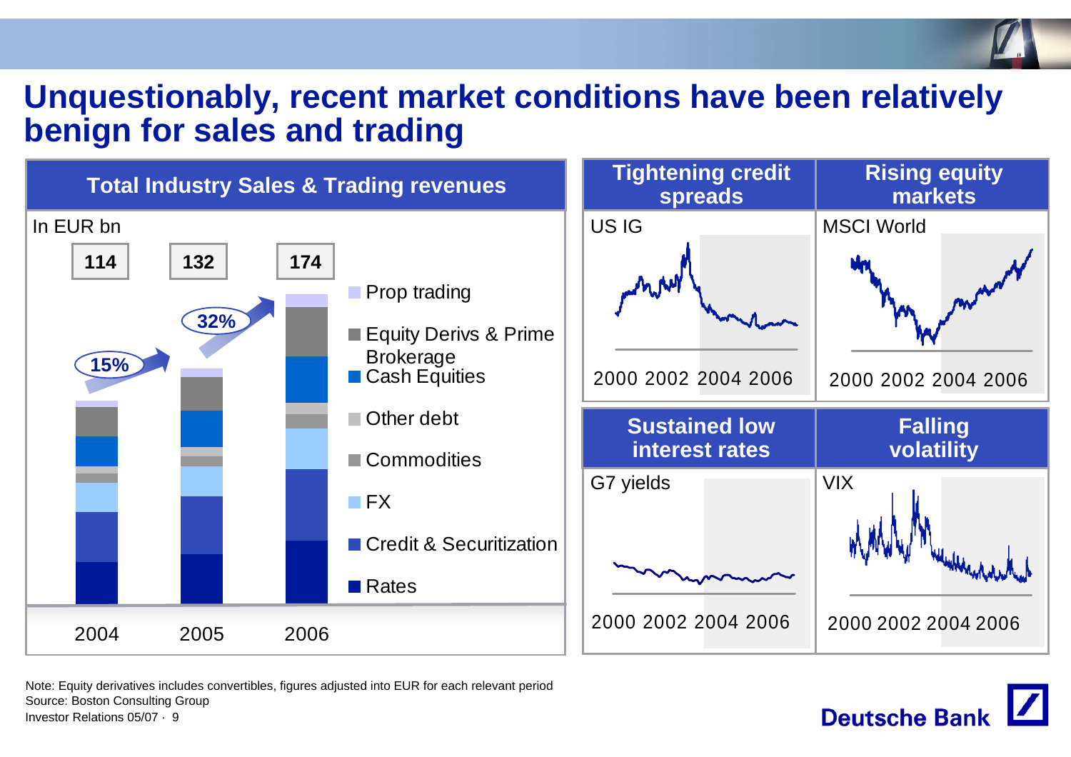# Unquestionably, recent market conditions have been relatively benign for sales and trading

## Total Industry Sales & Trading revenues

In EUR bn

| | 2004 | 2005 | 2006 |
|---|---|---|---|
| Total | 114 | 132 | 174 |

Growth: 15% (2004–2005), 32% (2005–2006)

Segments: Prop trading; Equity Derivs & Prime Brokerage; Cash Equities; Other debt; Commodities; FX; Credit & Securitization; Rates

## Tightening credit spreads

US IG

2000 2002 2004 2006

## Rising equity markets

MSCI World

2000 2002 2004 2006

## Sustained low interest rates

G7 yields

2000 2002 2004 2006

## Falling volatility

VIX

2000 2002 2004 2006

Note: Equity derivatives includes convertibles, figures adjusted into EUR for each relevant period
Source: Boston Consulting Group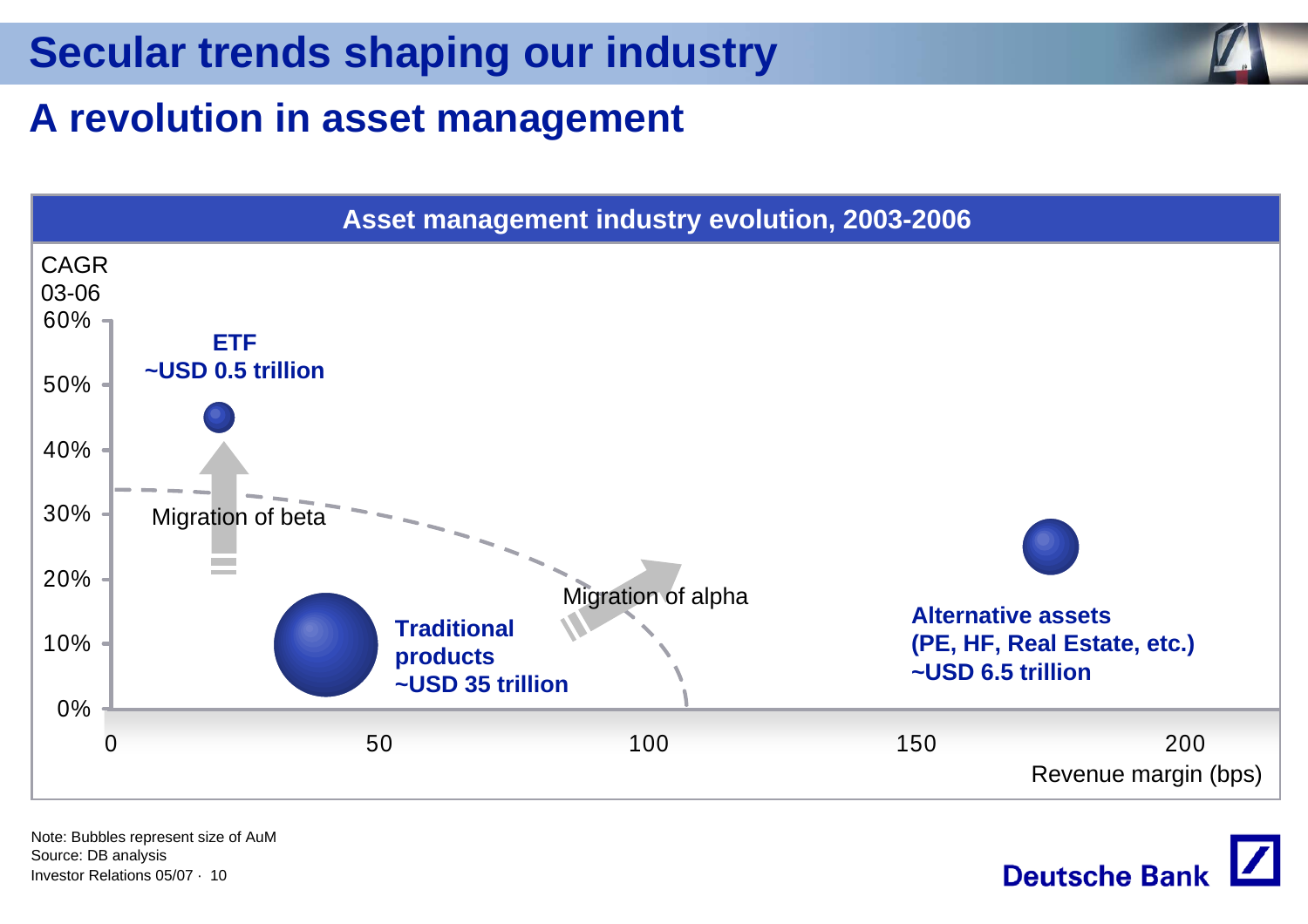# Secular trends shaping our industry

## A revolution in asset management

**Asset management industry evolution, 2003-2006**

CAGR 03-06

60%
50%
40%
30%
20%
10%
0%

**ETF**
**~USD 0.5 trillion**

Migration of beta

Migration of alpha

**Traditional products**
**~USD 35 trillion**

**Alternative assets**
**(PE, HF, Real Estate, etc.)**
**~USD 6.5 trillion**

0 50 100 150 200

Revenue margin (bps)

Note: Bubbles represent size of AuM
Source: DB analysis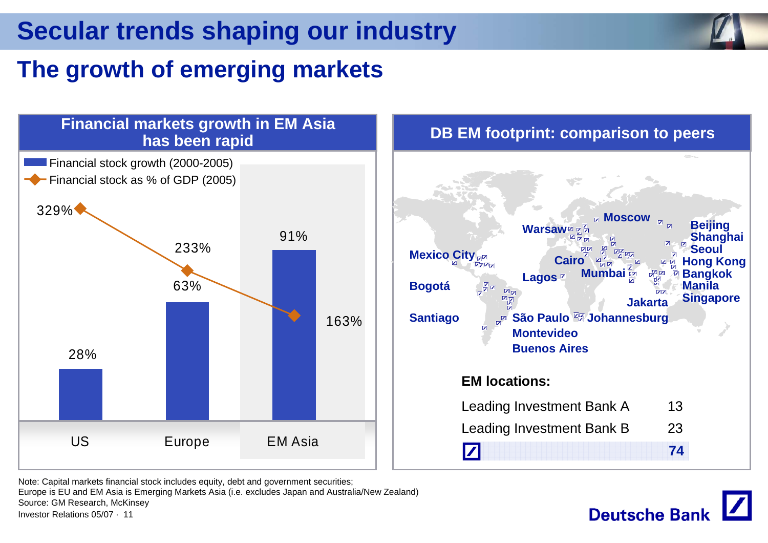# Secular trends shaping our industry

## The growth of emerging markets

### Financial markets growth in EM Asia has been rapid

| | Financial stock growth (2000-2005) | Financial stock as % of GDP (2005) |
|---|---|---|
| US | 28% | 329% |
| Europe | 63% | 233% |
| EM Asia | 91% | 163% |

### DB EM footprint: comparison to peers

Mexico City, Bogotá, Santiago, São Paulo, Montevideo, Buenos Aires, Warsaw, Moscow, Cairo, Lagos, Mumbai, Johannesburg, Jakarta, Beijing, Shanghai, Seoul, Hong Kong, Bangkok, Manila, Singapore

**EM locations:**

| | |
|---|---|
| Leading Investment Bank A | 13 |
| Leading Investment Bank B | 23 |
| Deutsche Bank | 74 |

Note: Capital markets financial stock includes equity, debt and government securities; Europe is EU and EM Asia is Emerging Markets Asia (i.e. excludes Japan and Australia/New Zealand)

Source: GM Research, McKinsey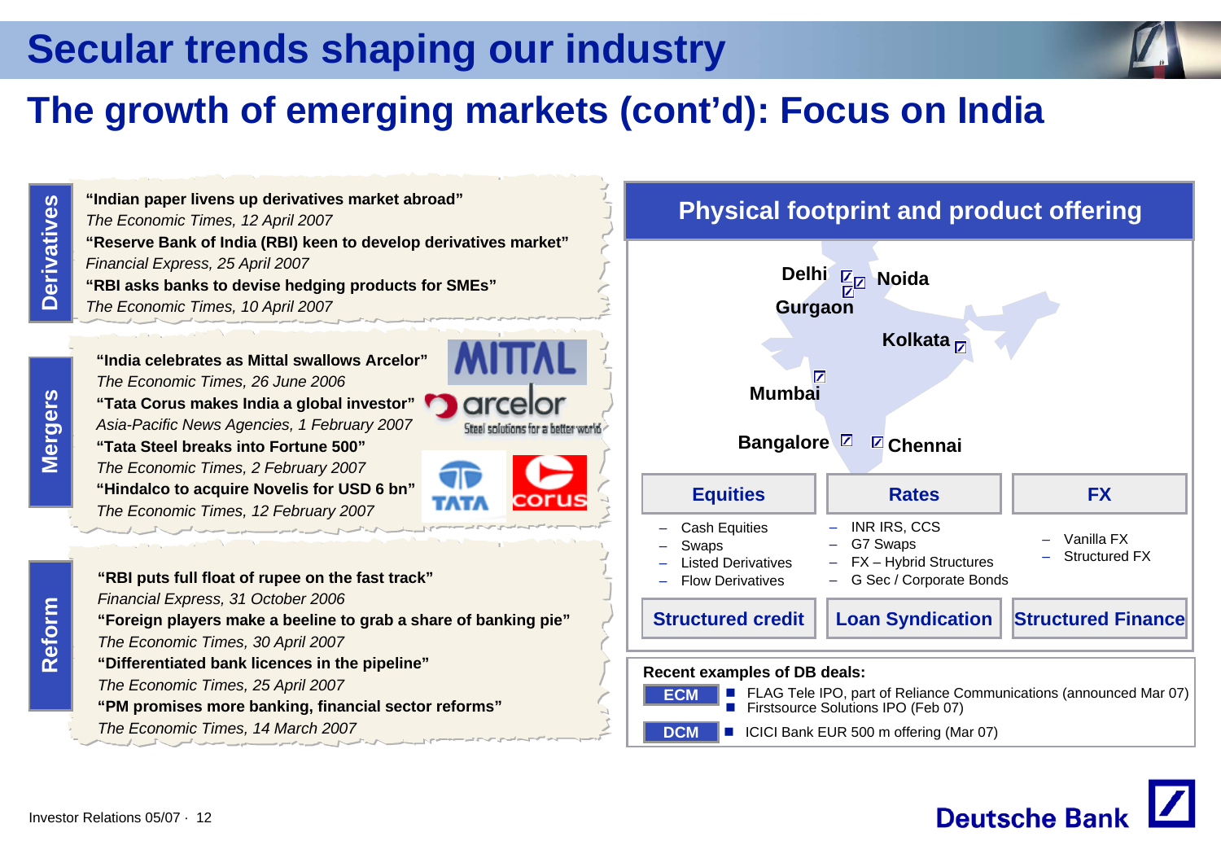# Secular trends shaping our industry

## The growth of emerging markets (cont'd): Focus on India

### Derivatives

**"Indian paper livens up derivatives market abroad"**
*The Economic Times, 12 April 2007*

**"Reserve Bank of India (RBI) keen to develop derivatives market"**
*Financial Express, 25 April 2007*

**"RBI asks banks to devise hedging products for SMEs"**
*The Economic Times, 10 April 2007*

### Mergers

**"India celebrates as Mittal swallows Arcelor"**
*The Economic Times, 26 June 2006*

**"Tata Corus makes India a global investor"**
*Asia-Pacific News Agencies, 1 February 2007*

**"Tata Steel breaks into Fortune 500"**
*The Economic Times, 2 February 2007*

**"Hindalco to acquire Novelis for USD 6 bn"**
*The Economic Times, 12 February 2007*

### Reform

**"RBI puts full float of rupee on the fast track"**
*Financial Express, 31 October 2006*

**"Foreign players make a beeline to grab a share of banking pie"**
*The Economic Times, 30 April 2007*

**"Differentiated bank licences in the pipeline"**
*The Economic Times, 25 April 2007*

**"PM promises more banking, financial sector reforms"**
*The Economic Times, 14 March 2007*

### Physical footprint and product offering

Delhi, Noida, Gurgaon, Kolkata, Mumbai, Bangalore, Chennai

| Equities | Rates | FX |
|---|---|---|
| – Cash Equities<br>– Swaps<br>– Listed Derivatives<br>– Flow Derivatives | – INR IRS, CCS<br>– G7 Swaps<br>– FX – Hybrid Structures<br>– G Sec / Corporate Bonds | – Vanilla FX<br>– Structured FX |

**Structured credit** | **Loan Syndication** | **Structured Finance**

**Recent examples of DB deals:**

- **ECM**
  - FLAG Tele IPO, part of Reliance Communications (announced Mar 07)
  - Firstsource Solutions IPO (Feb 07)
- **DCM**
  - ICICI Bank EUR 500 m offering (Mar 07)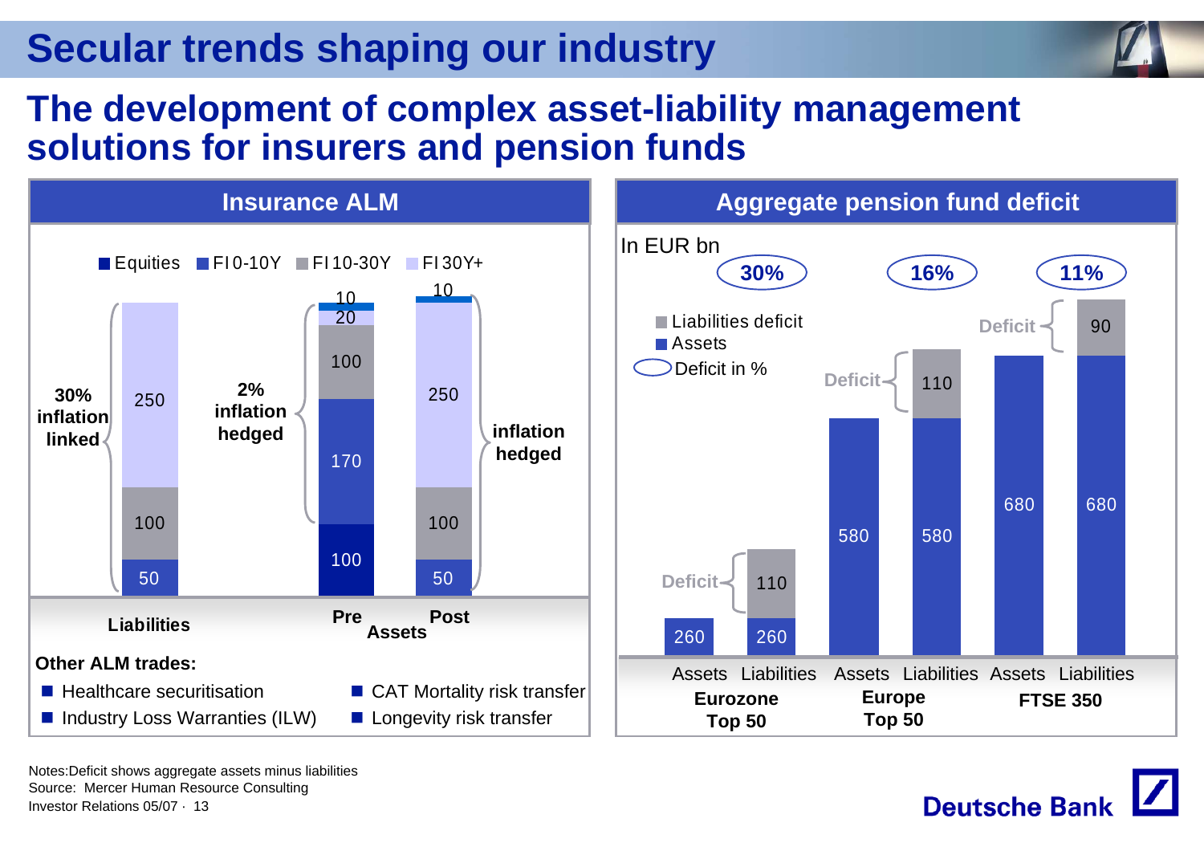# Secular trends shaping our industry

## The development of complex asset-liability management solutions for insurers and pension funds

### Insurance ALM

Legend: Equities, FI 0-10Y, FI 10-30Y, FI 30Y+

| | Liabilities | Pre Assets | Post Assets |
|---|---|---|---|
| Equities | | 10 | 10 |
| FI 30Y+ | 250 | 20 | 250 |
| FI 10-30Y | 100 | 100 | 100 |
| FI 0-10Y | 50 | 170 | 50 |
| Equities | | 100 | |

- Liabilities: 30% inflation linked
- Pre Assets: 2% inflation hedged
- Post Assets: inflation hedged

**Other ALM trades:**

- Healthcare securitisation
- Industry Loss Warranties (ILW)
- CAT Mortality risk transfer
- Longevity risk transfer

### Aggregate pension fund deficit

In EUR bn

| | Eurozone Top 50 Assets | Eurozone Top 50 Liabilities | Europe Top 50 Assets | Europe Top 50 Liabilities | FTSE 350 Assets | FTSE 350 Liabilities |
|---|---|---|---|---|---|---|
| Assets | 260 | 260 | 580 | 580 | 680 | 680 |
| Liabilities deficit | | 110 | | 110 | | 90 |
| Deficit in % | 30% | | 16% | | 11% | |

Notes: Deficit shows aggregate assets minus liabilities

Source: Mercer Human Resource Consulting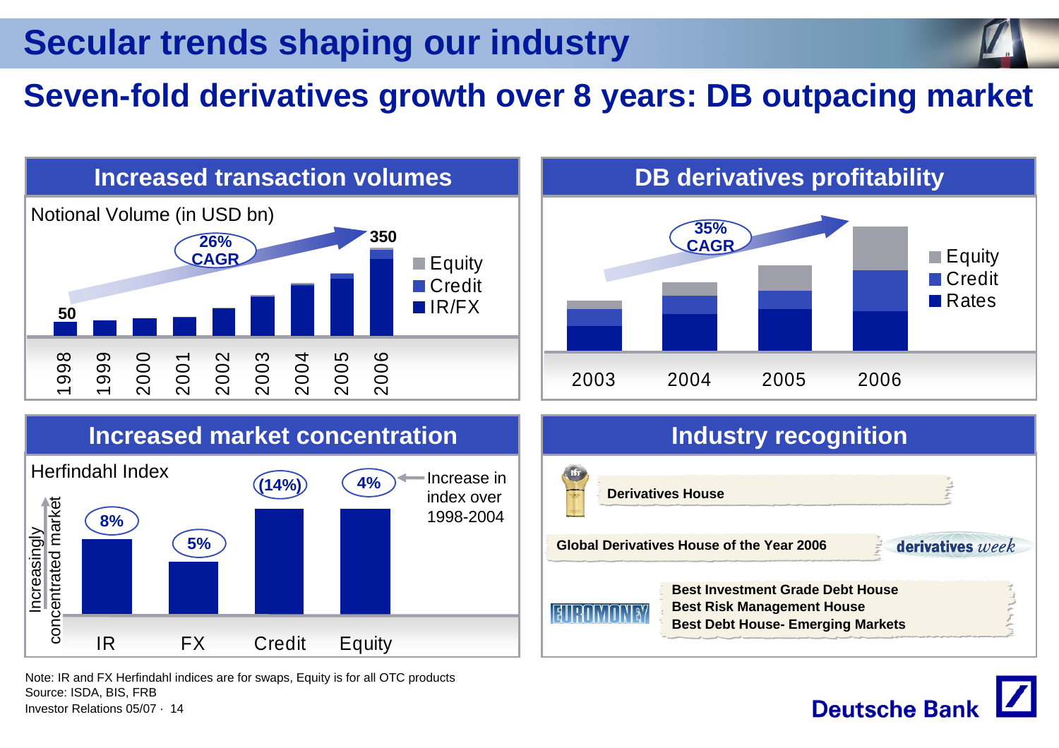# Secular trends shaping our industry

## Seven-fold derivatives growth over 8 years: DB outpacing market

### Increased transaction volumes

Notional Volume (in USD bn)

26% CAGR

50 (1998) → 350 (2006)

Equity | Credit | IR/FX

1998, 1999, 2000, 2001, 2002, 2003, 2004, 2005, 2006

### DB derivatives profitability

35% CAGR

Equity | Credit | Rates

2003, 2004, 2005, 2006

### Increased market concentration

Herfindahl Index

Increasingly concentrated market

| | IR | FX | Credit | Equity |
|---|---|---|---|---|
| Increase in index over 1998-2004 | 8% | 5% | (14%) | 4% |

### Industry recognition

- Derivatives House (ifr)
- Global Derivatives House of the Year 2006 (derivatives week)
- Euromoney:
  - Best Investment Grade Debt House
  - Best Risk Management House
  - Best Debt House- Emerging Markets

Note: IR and FX Herfindahl indices are for swaps, Equity is for all OTC products
Source: ISDA, BIS, FRB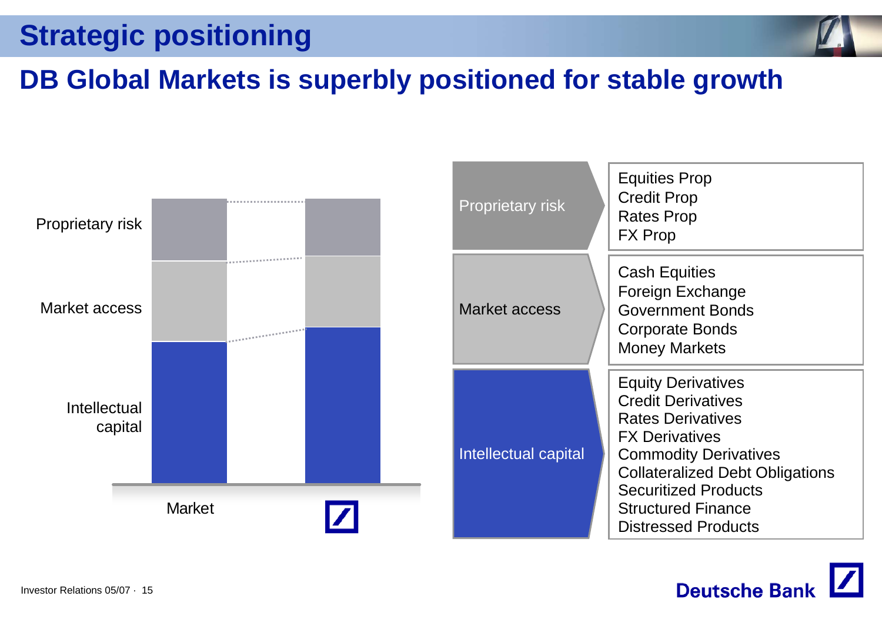# Strategic positioning

## DB Global Markets is superbly positioned for stable growth

Proprietary risk

Market access

Intellectual capital

Market

| | |
|---|---|
| Proprietary risk | Equities Prop<br>Credit Prop<br>Rates Prop<br>FX Prop |
| Market access | Cash Equities<br>Foreign Exchange<br>Government Bonds<br>Corporate Bonds<br>Money Markets |
| Intellectual capital | Equity Derivatives<br>Credit Derivatives<br>Rates Derivatives<br>FX Derivatives<br>Commodity Derivatives<br>Collateralized Debt Obligations<br>Securitized Products<br>Structured Finance<br>Distressed Products |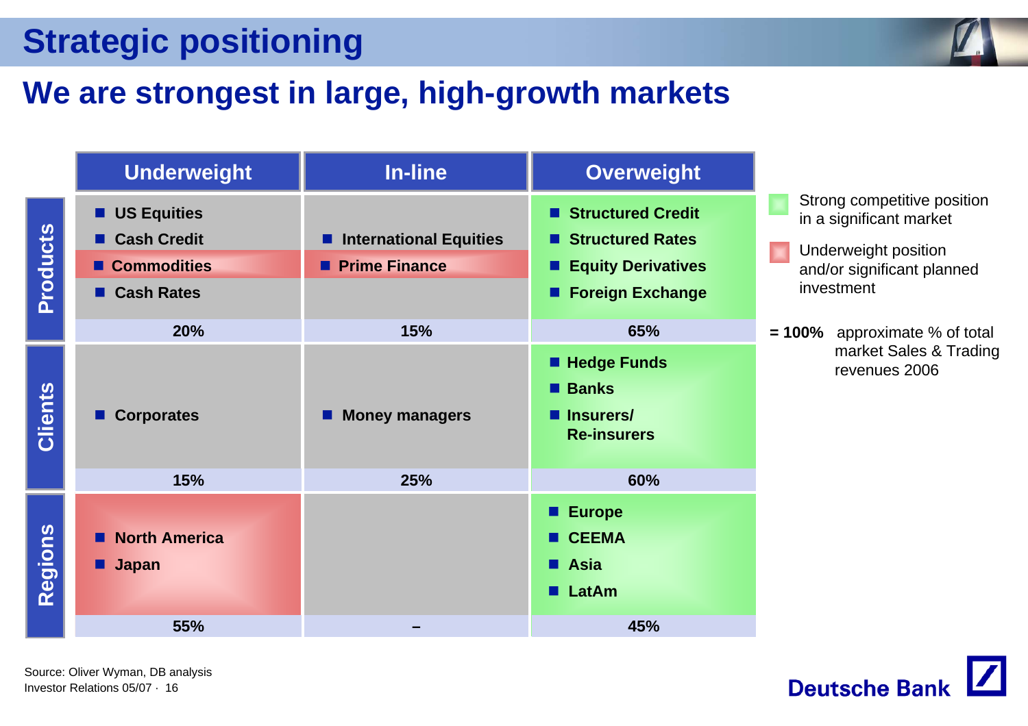# Strategic positioning

## We are strongest in large, high-growth markets

| | Underweight | In-line | Overweight |
|---|---|---|---|
| **Products** | US Equities<br>Cash Credit<br>Commodities<br>Cash Rates | International Equities<br>Prime Finance | Structured Credit<br>Structured Rates<br>Equity Derivatives<br>Foreign Exchange |
| | 20% | 15% | 65% |
| **Clients** | Corporates | Money managers | Hedge Funds<br>Banks<br>Insurers/ Re-insurers |
| | 15% | 25% | 60% |
| **Regions** | North America<br>Japan | | Europe<br>CEEMA<br>Asia<br>LatAm |
| | 55% | – | 45% |

- Strong competitive position in a significant market
- Underweight position and/or significant planned investment

**= 100%** approximate % of total market Sales & Trading revenues 2006

Source: Oliver Wyman, DB analysis

Investor Relations 05/07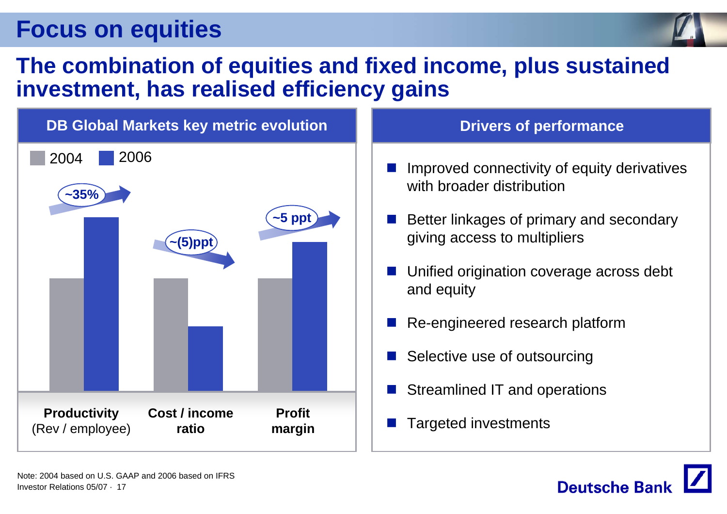# Focus on equities

## The combination of equities and fixed income, plus sustained investment, has realised efficiency gains

### DB Global Markets key metric evolution

2004 | 2006

| Metric | Change 2004 → 2006 |
|---|---|
| **Productivity** (Rev / employee) | ~35% |
| **Cost / income ratio** | ~(5)ppt |
| **Profit margin** | ~5 ppt |

### Drivers of performance

- Improved connectivity of equity derivatives with broader distribution
- Better linkages of primary and secondary giving access to multipliers
- Unified origination coverage across debt and equity
- Re-engineered research platform
- Selective use of outsourcing
- Streamlined IT and operations
- Targeted investments

Note: 2004 based on U.S. GAAP and 2006 based on IFRS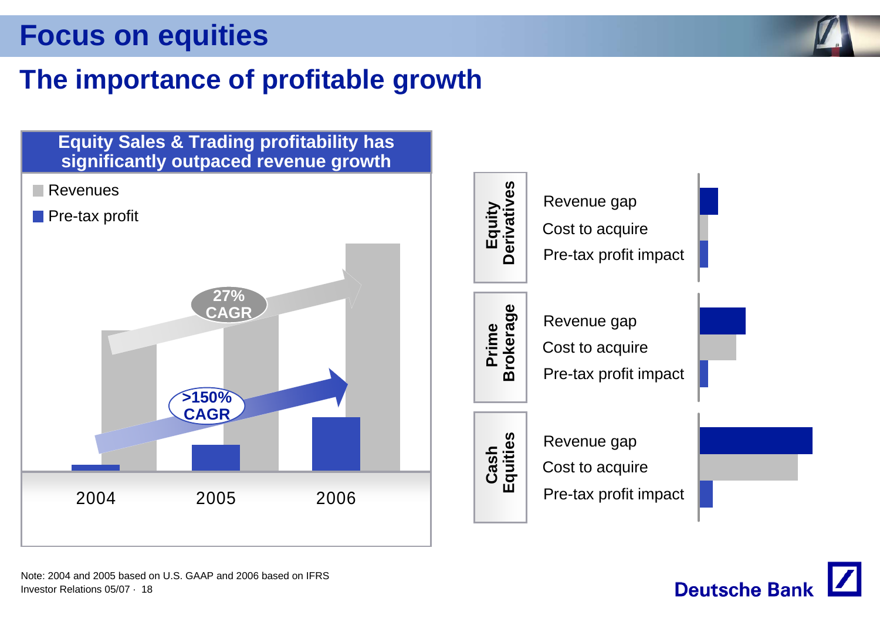# Focus on equities

## The importance of profitable growth

**Equity Sales & Trading profitability has significantly outpaced revenue growth**

- Revenues
- Pre-tax profit

27% CAGR

>150% CAGR

2004 2005 2006

**Equity Derivatives**
- Revenue gap
- Cost to acquire
- Pre-tax profit impact

**Prime Brokerage**
- Revenue gap
- Cost to acquire
- Pre-tax profit impact

**Cash Equities**
- Revenue gap
- Cost to acquire
- Pre-tax profit impact

Note: 2004 and 2005 based on U.S. GAAP and 2006 based on IFRS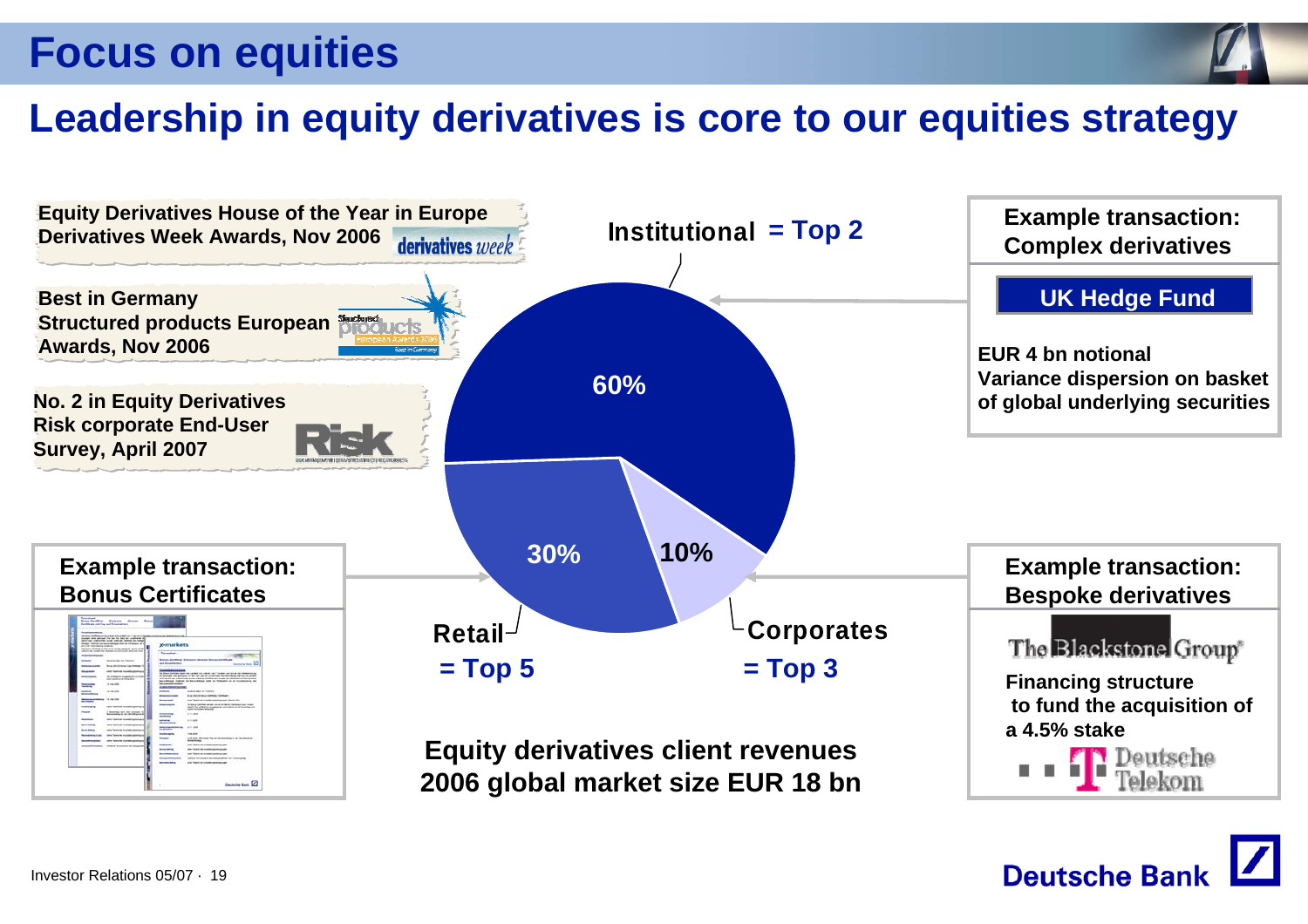# Focus on equities

## Leadership in equity derivatives is core to our equities strategy

**Equity Derivatives House of the Year in Europe**
**Derivatives Week Awards, Nov 2006**

**Best in Germany**
**Structured products European Awards, Nov 2006**

**No. 2 in Equity Derivatives Risk corporate End-User Survey, April 2007**

**Institutional = Top 2** — 60%

**Retail = Top 5** — 30%

**Corporates = Top 3** — 10%

**Equity derivatives client revenues 2006 global market size EUR 18 bn**

**Example transaction: Complex derivatives**

**UK Hedge Fund**

**EUR 4 bn notional**
**Variance dispersion on basket of global underlying securities**

**Example transaction: Bonus Certificates**

**Example transaction: Bespoke derivatives**

The Blackstone Group

**Financing structure to fund the acquisition of a 4.5% stake**

Deutsche Telekom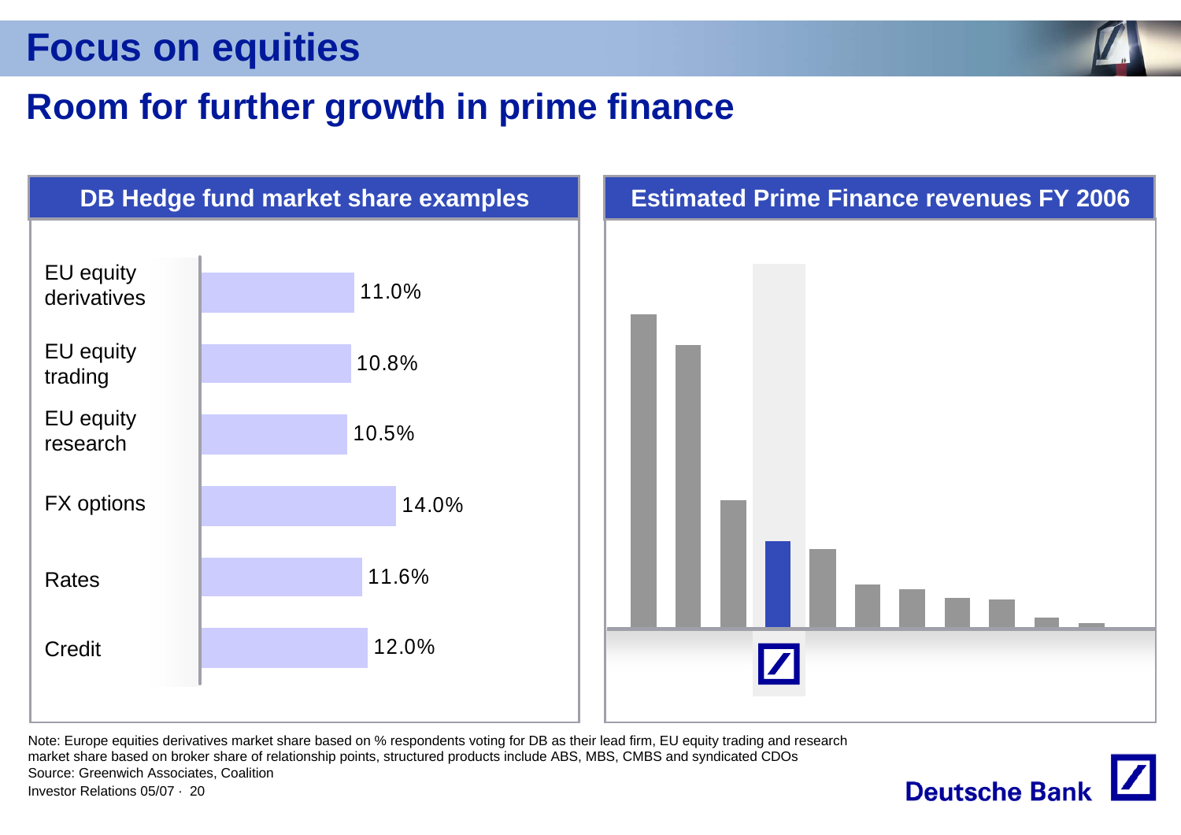# Focus on equities

## Room for further growth in prime finance

### DB Hedge fund market share examples

| Category | Market share |
| --- | --- |
| EU equity derivatives | 11.0% |
| EU equity trading | 10.8% |
| EU equity research | 10.5% |
| FX options | 14.0% |
| Rates | 11.6% |
| Credit | 12.0% |

### Estimated Prime Finance revenues FY 2006

Note: Europe equities derivatives market share based on % respondents voting for DB as their lead firm, EU equity trading and research market share based on broker share of relationship points, structured products include ABS, MBS, CMBS and syndicated CDOs

Source: Greenwich Associates, Coalition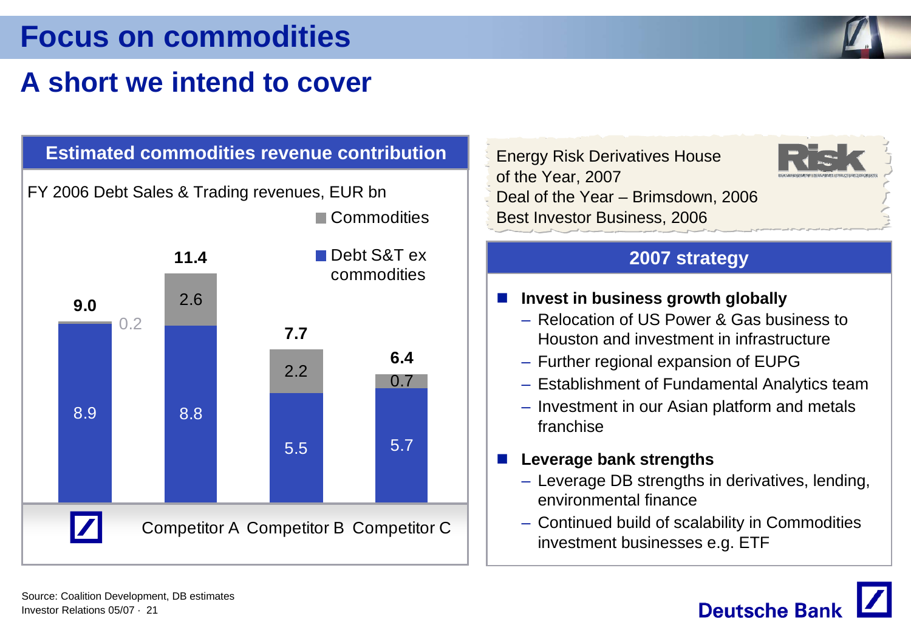# Focus on commodities

## A short we intend to cover

### Estimated commodities revenue contribution

FY 2006 Debt Sales & Trading revenues, EUR bn

| | Deutsche Bank | Competitor A | Competitor B | Competitor C |
|---|---|---|---|---|
| Commodities | 0.2 | 2.6 | 2.2 | 0.7 |
| Debt S&T ex commodities | 8.9 | 8.8 | 5.5 | 5.7 |
| **Total** | **9.0** | **11.4** | **7.7** | **6.4** |

Energy Risk Derivatives House of the Year, 2007
Deal of the Year – Brimsdown, 2006
Best Investor Business, 2006

### 2007 strategy

- **Invest in business growth globally**
  - Relocation of US Power & Gas business to Houston and investment in infrastructure
  - Further regional expansion of EUPG
  - Establishment of Fundamental Analytics team
  - Investment in our Asian platform and metals franchise
- **Leverage bank strengths**
  - Leverage DB strengths in derivatives, lending, environmental finance
  - Continued build of scalability in Commodities investment businesses e.g. ETF

Source: Coalition Development, DB estimates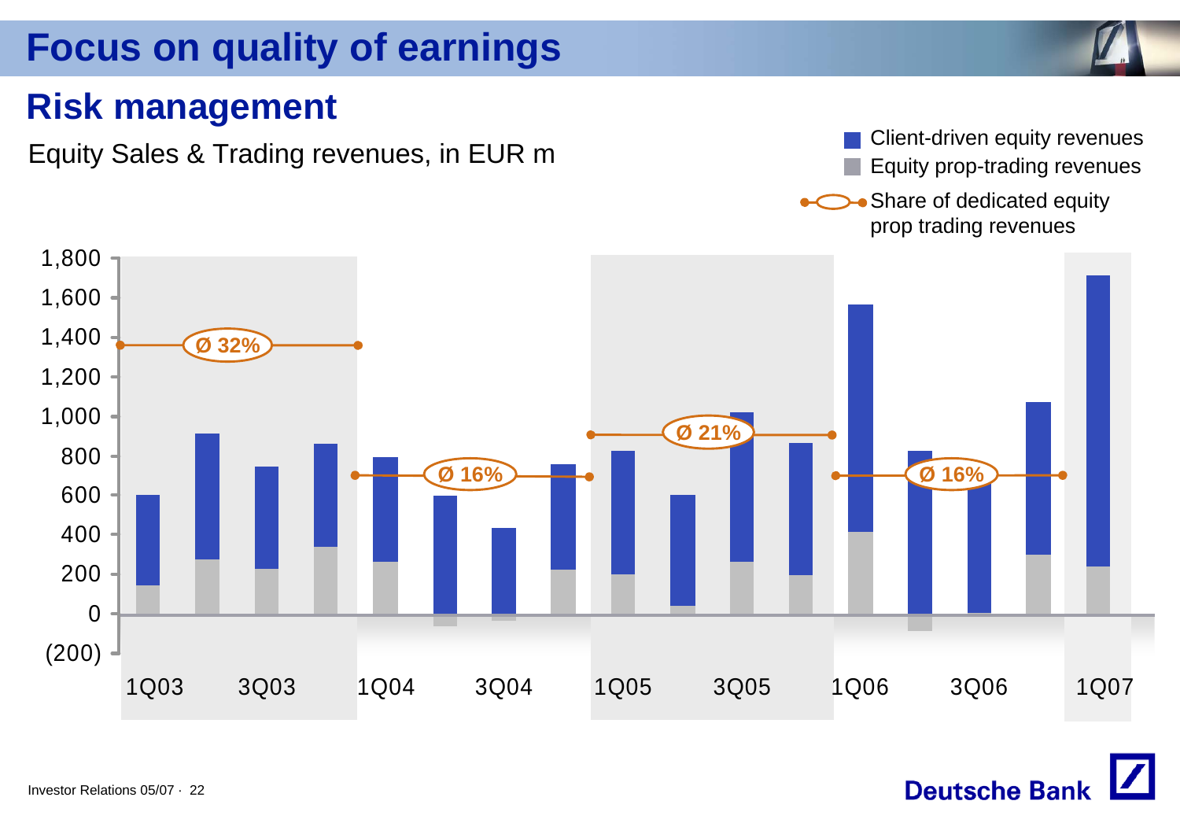# Focus on quality of earnings

## Risk management

Equity Sales & Trading revenues, in EUR m

- Client-driven equity revenues
- Equity prop-trading revenues
- Share of dedicated equity prop trading revenues

| Period | Share of dedicated equity prop trading revenues |
|---|---|
| 1Q03 – 4Q03 | Ø 32% |
| 1Q04 – 4Q04 | Ø 16% |
| 1Q05 – 4Q05 | Ø 21% |
| 1Q06 – 4Q06 | Ø 16% |

1Q03, 3Q03, 1Q04, 3Q04, 1Q05, 3Q05, 1Q06, 3Q06, 1Q07

1,800; 1,600; 1,400; 1,200; 1,000; 800; 600; 400; 200; 0; (200)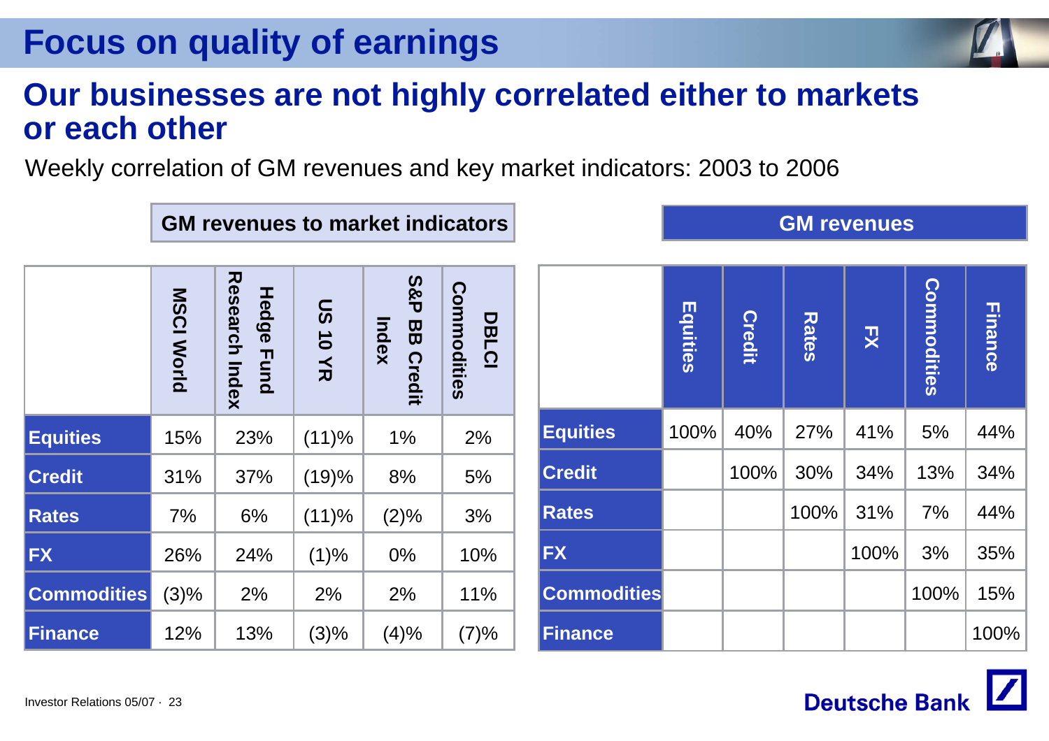# Focus on quality of earnings

## Our businesses are not highly correlated either to markets or each other

Weekly correlation of GM revenues and key market indicators: 2003 to 2006

**GM revenues to market indicators**

| | MSCI World | Hedge Fund Research Index | US 10 YR | S&P BB Credit Index | DBLCI Commodities |
|---|---|---|---|---|---|
| **Equities** | 15% | 23% | (11)% | 1% | 2% |
| **Credit** | 31% | 37% | (19)% | 8% | 5% |
| **Rates** | 7% | 6% | (11)% | (2)% | 3% |
| **FX** | 26% | 24% | (1)% | 0% | 10% |
| **Commodities** | (3)% | 2% | 2% | 2% | 11% |
| **Finance** | 12% | 13% | (3)% | (4)% | (7)% |

**GM revenues**

| | Equities | Credit | Rates | FX | Commodities | Finance |
|---|---|---|---|---|---|---|
| **Equities** | 100% | 40% | 27% | 41% | 5% | 44% |
| **Credit** | | 100% | 30% | 34% | 13% | 34% |
| **Rates** | | | 100% | 31% | 7% | 44% |
| **FX** | | | | 100% | 3% | 35% |
| **Commodities** | | | | | 100% | 15% |
| **Finance** | | | | | | 100% |

Investor Relations 05/07

Deutsche Bank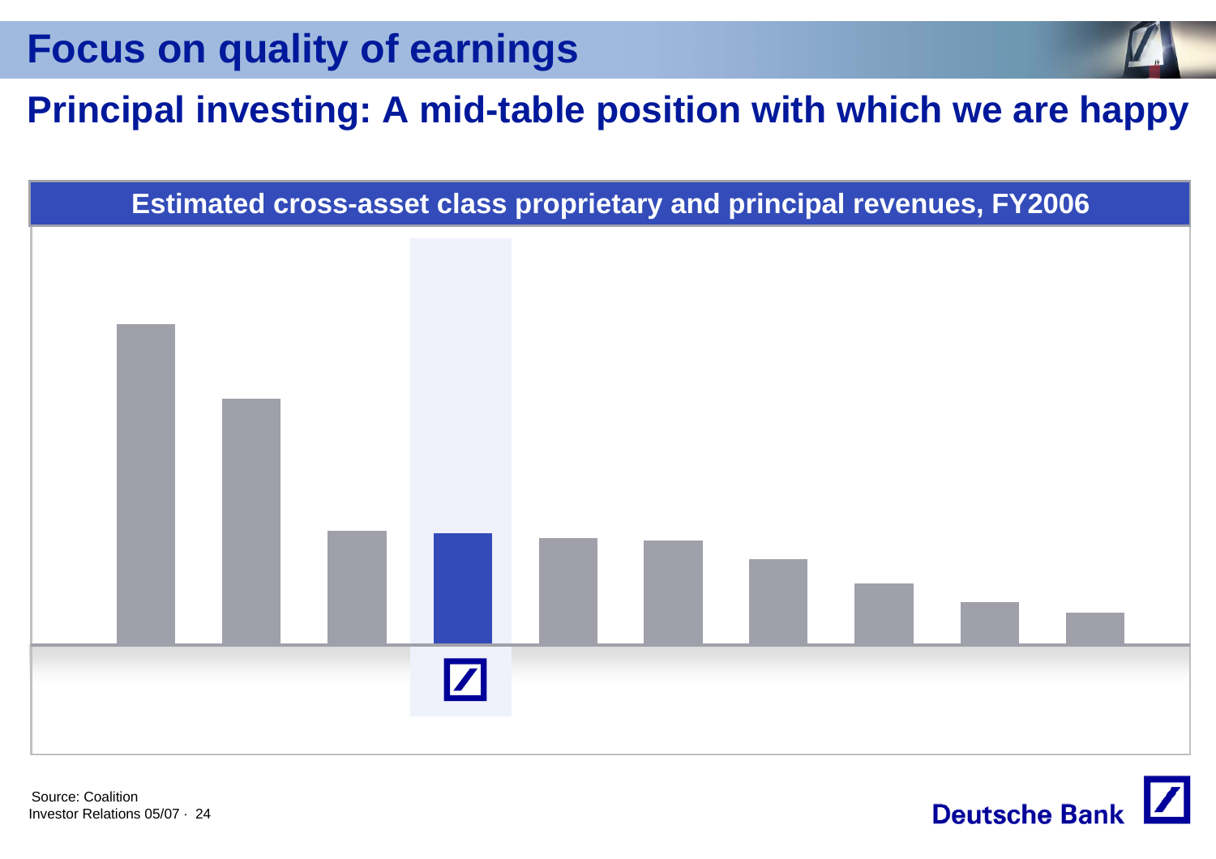# Focus on quality of earnings

## Principal investing: A mid-table position with which we are happy

**Estimated cross-asset class proprietary and principal revenues, FY2006**

Source: Coalition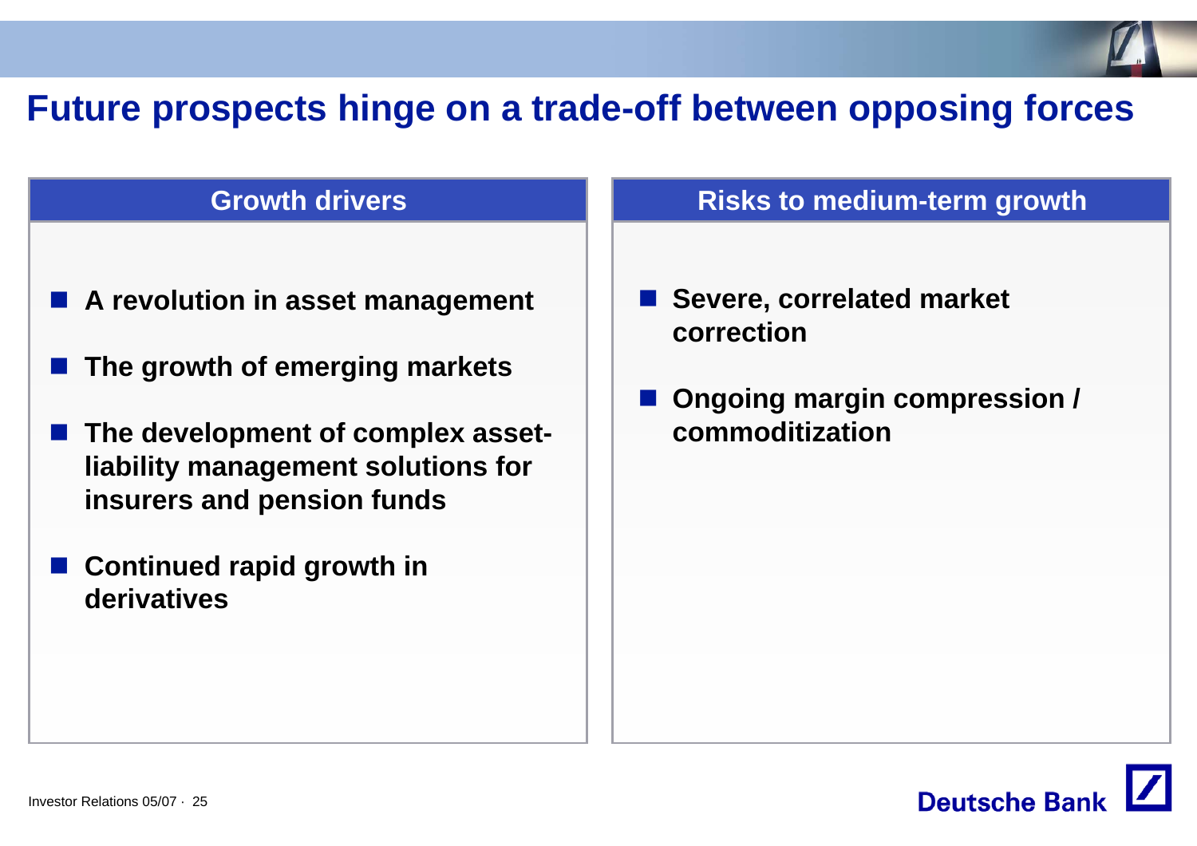# Future prospects hinge on a trade-off between opposing forces

## Growth drivers

- **A revolution in asset management**
- **The growth of emerging markets**
- **The development of complex asset-liability management solutions for insurers and pension funds**
- **Continued rapid growth in derivatives**

## Risks to medium-term growth

- **Severe, correlated market correction**
- **Ongoing margin compression / commoditization**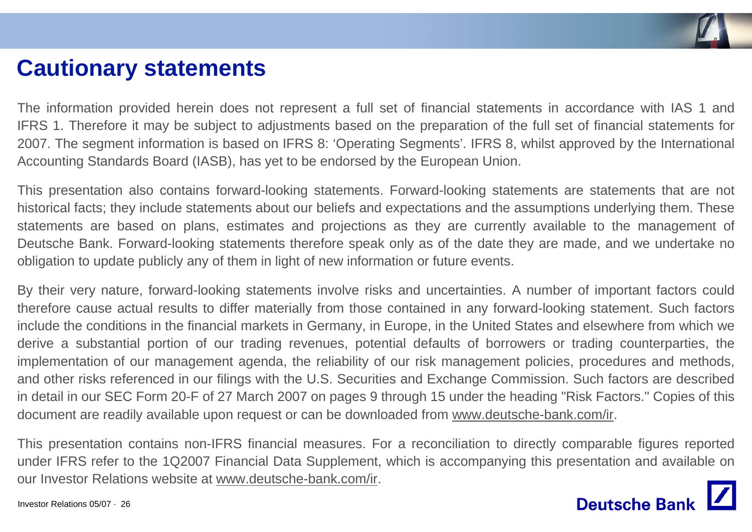# Cautionary statements

The information provided herein does not represent a full set of financial statements in accordance with IAS 1 and IFRS 1. Therefore it may be subject to adjustments based on the preparation of the full set of financial statements for 2007. The segment information is based on IFRS 8: 'Operating Segments'. IFRS 8, whilst approved by the International Accounting Standards Board (IASB), has yet to be endorsed by the European Union.

This presentation also contains forward-looking statements. Forward-looking statements are statements that are not historical facts; they include statements about our beliefs and expectations and the assumptions underlying them. These statements are based on plans, estimates and projections as they are currently available to the management of Deutsche Bank. Forward-looking statements therefore speak only as of the date they are made, and we undertake no obligation to update publicly any of them in light of new information or future events.

By their very nature, forward-looking statements involve risks and uncertainties. A number of important factors could therefore cause actual results to differ materially from those contained in any forward-looking statement. Such factors include the conditions in the financial markets in Germany, in Europe, in the United States and elsewhere from which we derive a substantial portion of our trading revenues, potential defaults of borrowers or trading counterparties, the implementation of our management agenda, the reliability of our risk management policies, procedures and methods, and other risks referenced in our filings with the U.S. Securities and Exchange Commission. Such factors are described in detail in our SEC Form 20-F of 27 March 2007 on pages 9 through 15 under the heading "Risk Factors." Copies of this document are readily available upon request or can be downloaded from www.deutsche-bank.com/ir.

This presentation contains non-IFRS financial measures. For a reconciliation to directly comparable figures reported under IFRS refer to the 1Q2007 Financial Data Supplement, which is accompanying this presentation and available on our Investor Relations website at www.deutsche-bank.com/ir.